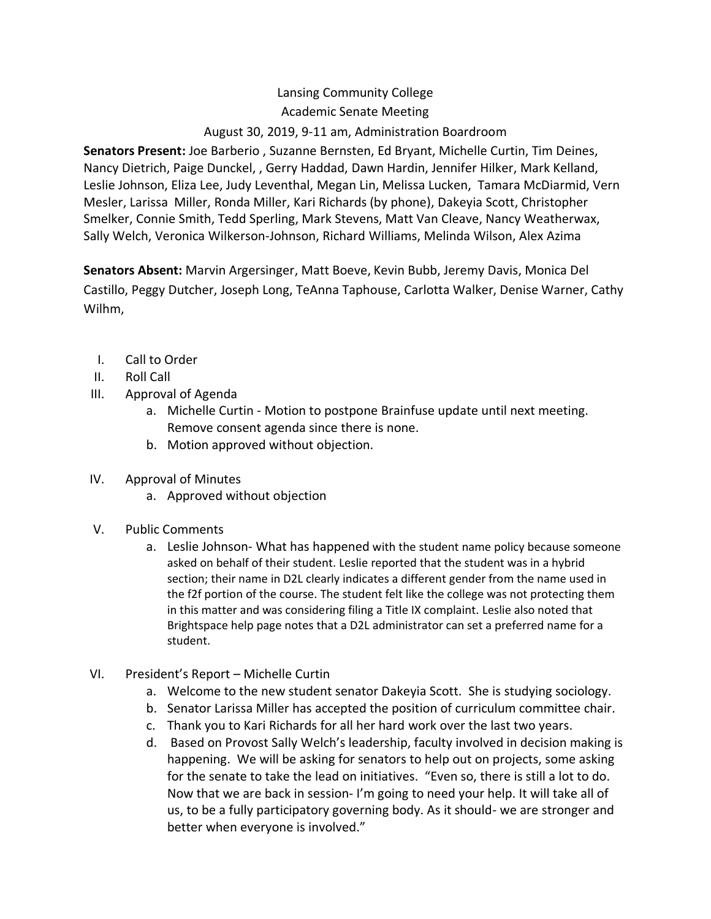Lansing Community College

Academic Senate Meeting

August 30, 2019, 9-11 am, Administration Boardroom

**Senators Present:** Joe Barberio , Suzanne Bernsten, Ed Bryant, Michelle Curtin, Tim Deines, Nancy Dietrich, Paige Dunckel, , Gerry Haddad, Dawn Hardin, Jennifer Hilker, Mark Kelland, Leslie Johnson, Eliza Lee, Judy Leventhal, Megan Lin, Melissa Lucken, Tamara McDiarmid, Vern Mesler, Larissa Miller, Ronda Miller, Kari Richards (by phone), Dakeyia Scott, Christopher Smelker, Connie Smith, Tedd Sperling, Mark Stevens, Matt Van Cleave, Nancy Weatherwax, Sally Welch, Veronica Wilkerson-Johnson, Richard Williams, Melinda Wilson, Alex Azima

**Senators Absent:** Marvin Argersinger, Matt Boeve, Kevin Bubb, Jeremy Davis, Monica Del Castillo, Peggy Dutcher, Joseph Long, TeAnna Taphouse, Carlotta Walker, Denise Warner, Cathy Wilhm,

I. Call to Order
II. Roll Call
III. Approval of Agenda
    a. Michelle Curtin - Motion to postpone Brainfuse update until next meeting. Remove consent agenda since there is none.
    b. Motion approved without objection.
IV. Approval of Minutes
    a. Approved without objection
V. Public Comments
    a. Leslie Johnson- What has happened with the student name policy because someone asked on behalf of their student. Leslie reported that the student was in a hybrid section; their name in D2L clearly indicates a different gender from the name used in the f2f portion of the course. The student felt like the college was not protecting them in this matter and was considering filing a Title IX complaint. Leslie also noted that Brightspace help page notes that a D2L administrator can set a preferred name for a student.
VI. President's Report – Michelle Curtin
    a. Welcome to the new student senator Dakeyia Scott. She is studying sociology.
    b. Senator Larissa Miller has accepted the position of curriculum committee chair.
    c. Thank you to Kari Richards for all her hard work over the last two years.
    d. Based on Provost Sally Welch's leadership, faculty involved in decision making is happening. We will be asking for senators to help out on projects, some asking for the senate to take the lead on initiatives. "Even so, there is still a lot to do. Now that we are back in session- I'm going to need your help. It will take all of us, to be a fully participatory governing body. As it should- we are stronger and better when everyone is involved."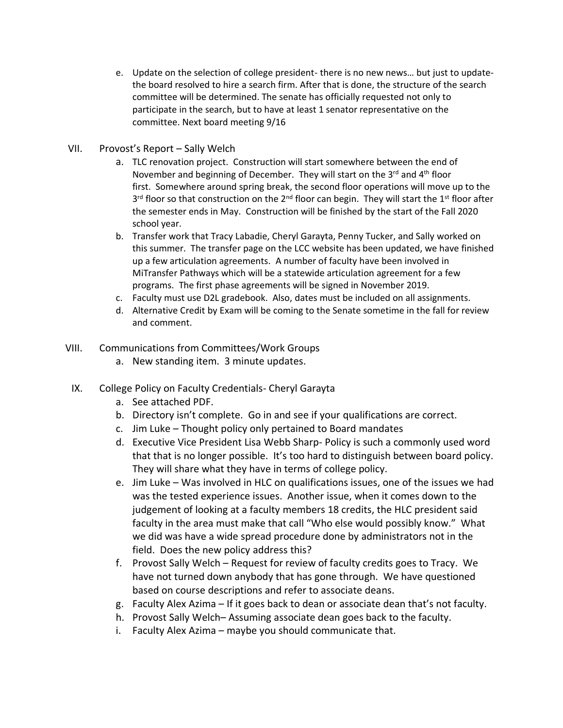e. Update on the selection of college president- there is no new news… but just to update- the board resolved to hire a search firm. After that is done, the structure of the search committee will be determined. The senate has officially requested not only to participate in the search, but to have at least 1 senator representative on the committee. Next board meeting 9/16

VII. Provost's Report – Sally Welch

a. TLC renovation project. Construction will start somewhere between the end of November and beginning of December. They will start on the 3rd and 4th floor first. Somewhere around spring break, the second floor operations will move up to the 3rd floor so that construction on the 2nd floor can begin. They will start the 1st floor after the semester ends in May. Construction will be finished by the start of the Fall 2020 school year.

b. Transfer work that Tracy Labadie, Cheryl Garayta, Penny Tucker, and Sally worked on this summer. The transfer page on the LCC website has been updated, we have finished up a few articulation agreements. A number of faculty have been involved in MiTransfer Pathways which will be a statewide articulation agreement for a few programs. The first phase agreements will be signed in November 2019.

c. Faculty must use D2L gradebook. Also, dates must be included on all assignments.

d. Alternative Credit by Exam will be coming to the Senate sometime in the fall for review and comment.

VIII. Communications from Committees/Work Groups

a. New standing item. 3 minute updates.

IX. College Policy on Faculty Credentials- Cheryl Garayta

a. See attached PDF.

b. Directory isn't complete. Go in and see if your qualifications are correct.

c. Jim Luke – Thought policy only pertained to Board mandates

d. Executive Vice President Lisa Webb Sharp- Policy is such a commonly used word that that is no longer possible. It's too hard to distinguish between board policy. They will share what they have in terms of college policy.

e. Jim Luke – Was involved in HLC on qualifications issues, one of the issues we had was the tested experience issues. Another issue, when it comes down to the judgement of looking at a faculty members 18 credits, the HLC president said faculty in the area must make that call "Who else would possibly know." What we did was have a wide spread procedure done by administrators not in the field. Does the new policy address this?

f. Provost Sally Welch – Request for review of faculty credits goes to Tracy. We have not turned down anybody that has gone through. We have questioned based on course descriptions and refer to associate deans.

g. Faculty Alex Azima – If it goes back to dean or associate dean that's not faculty.

h. Provost Sally Welch– Assuming associate dean goes back to the faculty.

i. Faculty Alex Azima – maybe you should communicate that.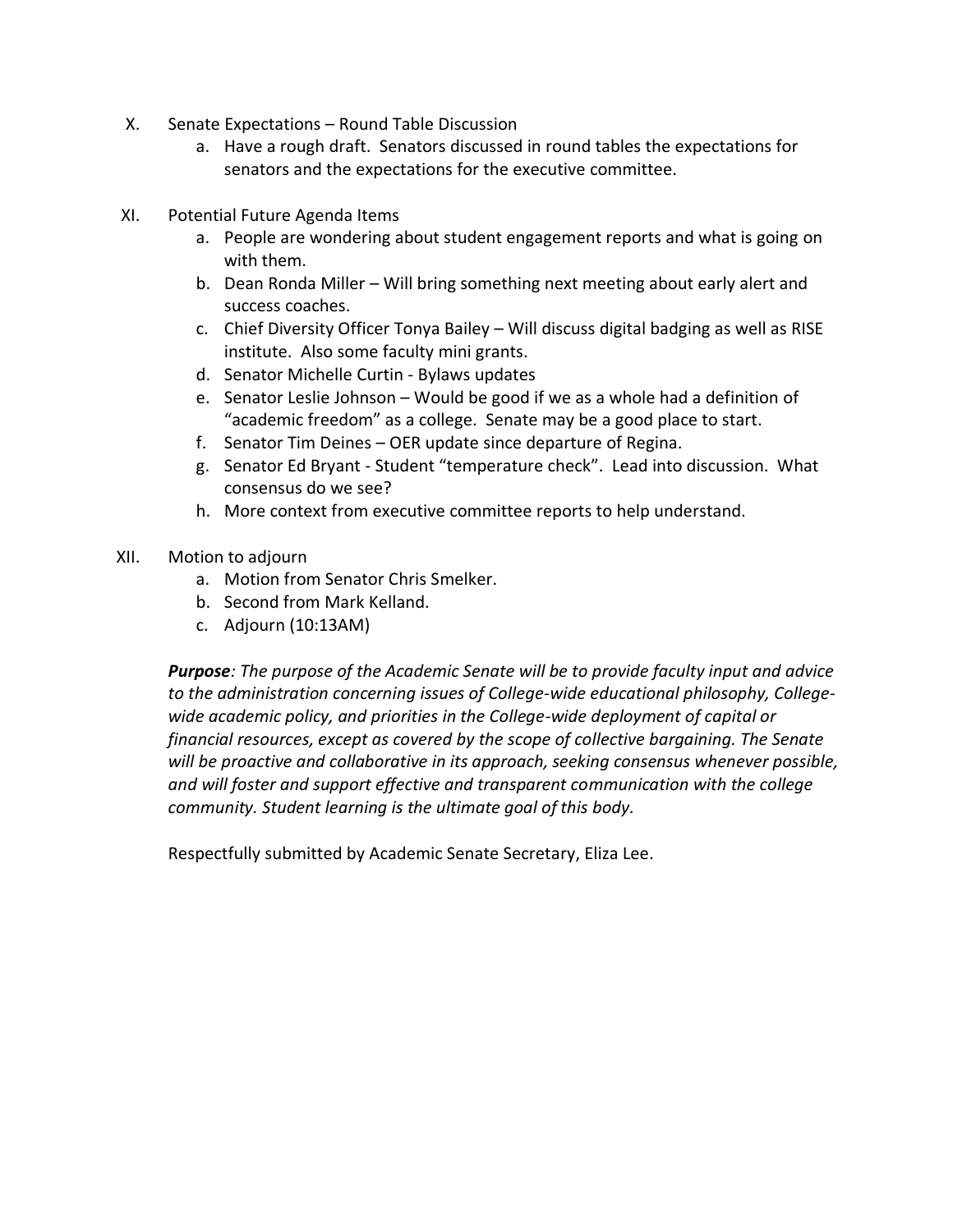X. Senate Expectations – Round Table Discussion
   a. Have a rough draft. Senators discussed in round tables the expectations for senators and the expectations for the executive committee.

XI. Potential Future Agenda Items
   a. People are wondering about student engagement reports and what is going on with them.
   b. Dean Ronda Miller – Will bring something next meeting about early alert and success coaches.
   c. Chief Diversity Officer Tonya Bailey – Will discuss digital badging as well as RISE institute. Also some faculty mini grants.
   d. Senator Michelle Curtin - Bylaws updates
   e. Senator Leslie Johnson – Would be good if we as a whole had a definition of "academic freedom" as a college. Senate may be a good place to start.
   f. Senator Tim Deines – OER update since departure of Regina.
   g. Senator Ed Bryant - Student "temperature check". Lead into discussion. What consensus do we see?
   h. More context from executive committee reports to help understand.

XII. Motion to adjourn
   a. Motion from Senator Chris Smelker.
   b. Second from Mark Kelland.
   c. Adjourn (10:13AM)

***Purpose****: The purpose of the Academic Senate will be to provide faculty input and advice to the administration concerning issues of College-wide educational philosophy, College-wide academic policy, and priorities in the College-wide deployment of capital or financial resources, except as covered by the scope of collective bargaining. The Senate will be proactive and collaborative in its approach, seeking consensus whenever possible, and will foster and support effective and transparent communication with the college community. Student learning is the ultimate goal of this body.*

Respectfully submitted by Academic Senate Secretary, Eliza Lee.